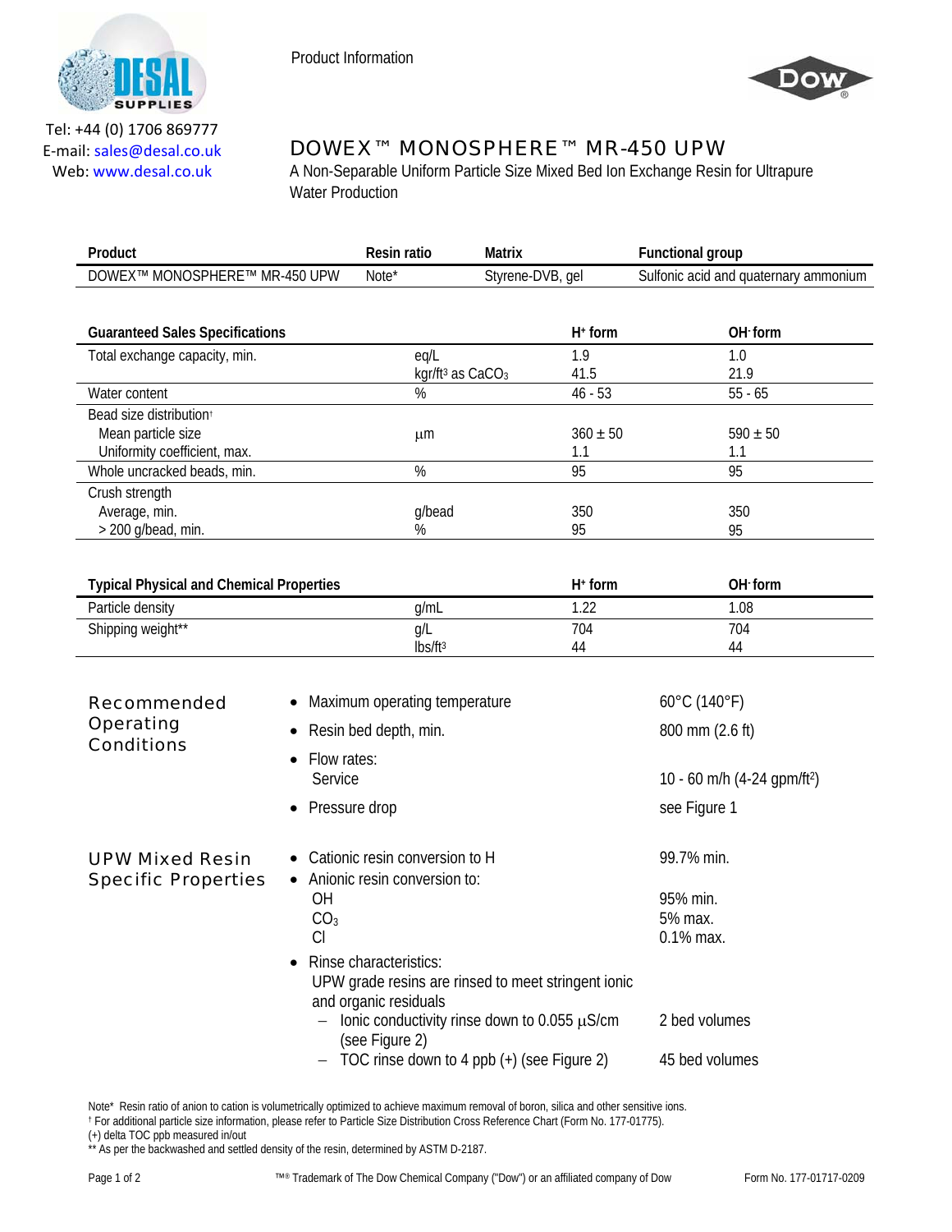Tel: +44 (0) 1706 869777
E-mail: sales@desal.co.uk
Web: www.desal.co.uk

Product Information

# DOWEX™ MONOSPHERE™ MR-450 UPW

A Non-Separable Uniform Particle Size Mixed Bed Ion Exchange Resin for Ultrapure Water Production

| Product | Resin ratio | Matrix | Functional group |
|---|---|---|---|
| DOWEX™ MONOSPHERE™ MR-450 UPW | Note* | Styrene-DVB, gel | Sulfonic acid and quaternary ammonium |

| Guaranteed Sales Specifications | | $H^+$ form | $OH^-$ form |
|---|---|---|---|
| Total exchange capacity, min. | eq/L | 1.9 | 1.0 |
| | kgr/ft³ as $CaCO_3$ | 41.5 | 21.9 |
| Water content | % | 46 - 53 | 55 - 65 |
| Bead size distribution† | | | |
| Mean particle size | µm | 360 ± 50 | 590 ± 50 |
| Uniformity coefficient, max. | | 1.1 | 1.1 |
| Whole uncracked beads, min. | % | 95 | 95 |
| Crush strength | | | |
| Average, min. | g/bead | 350 | 350 |
| > 200 g/bead, min. | % | 95 | 95 |

| Typical Physical and Chemical Properties | | $H^+$ form | $OH^-$ form |
|---|---|---|---|
| Particle density | g/mL | 1.22 | 1.08 |
| Shipping weight** | g/L | 704 | 704 |
| | lbs/ft³ | 44 | 44 |

## Recommended Operating Conditions

- Maximum operating temperature — 60°C (140°F)
- Resin bed depth, min. — 800 mm (2.6 ft)
- Flow rates:
  Service — 10 - 60 m/h (4-24 gpm/ft²)
- Pressure drop — see Figure 1

## UPW Mixed Resin Specific Properties

- Cationic resin conversion to H — 99.7% min.
- Anionic resin conversion to:
  - OH — 95% min.
  - $CO_3$ — 5% max.
  - Cl — 0.1% max.
- Rinse characteristics:
  UPW grade resins are rinsed to meet stringent ionic and organic residuals
  - Ionic conductivity rinse down to 0.055 µS/cm (see Figure 2) — 2 bed volumes
  - TOC rinse down to 4 ppb (+) (see Figure 2) — 45 bed volumes

Note* Resin ratio of anion to cation is volumetrically optimized to achieve maximum removal of boron, silica and other sensitive ions.
† For additional particle size information, please refer to Particle Size Distribution Cross Reference Chart (Form No. 177-01775).
(+) delta TOC ppb measured in/out
** As per the backwashed and settled density of the resin, determined by ASTM D-2187.

™® Trademark of The Dow Chemical Company ("Dow") or an affiliated company of Dow

Form No. 177-01717-0209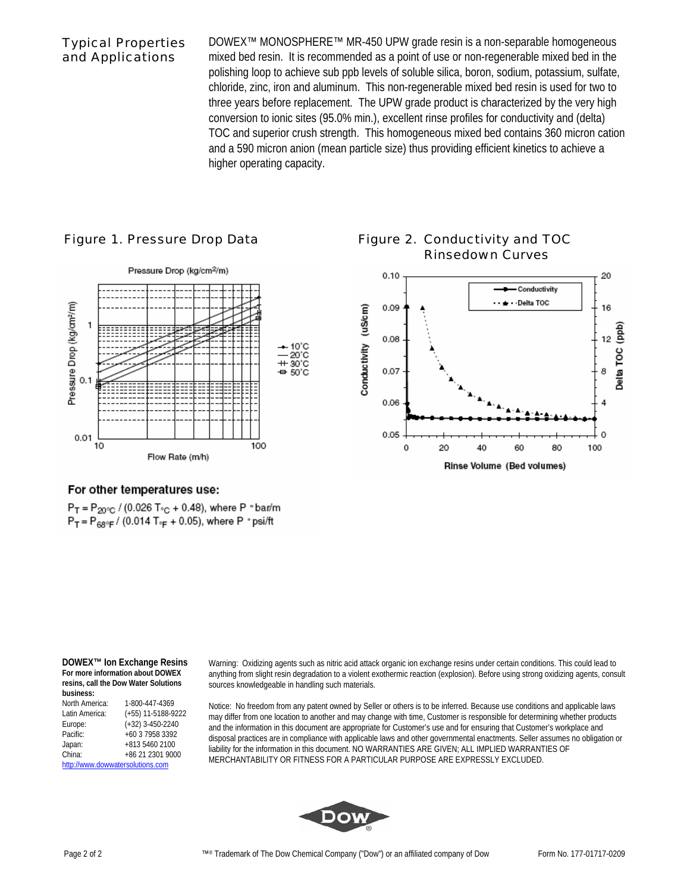## Typical Properties and Applications

DOWEX™ MONOSPHERE™ MR-450 UPW grade resin is a non-separable homogeneous mixed bed resin. It is recommended as a point of use or non-regenerable mixed bed in the polishing loop to achieve sub ppb levels of soluble silica, boron, sodium, potassium, sulfate, chloride, zinc, iron and aluminum. This non-regenerable mixed bed resin is used for two to three years before replacement. The UPW grade product is characterized by the very high conversion to ionic sites (95.0% min.), excellent rinse profiles for conductivity and (delta) TOC and superior crush strength. This homogeneous mixed bed contains 360 micron cation and a 590 micron anion (mean particle size) thus providing efficient kinetics to achieve a higher operating capacity.

### Figure 1. Pressure Drop Data

Pressure Drop (kg/cm²/m)

Pressure Drop (kg/cm²/m)

1

0.1

0.01

10

100

Flow Rate (m/h)

10°C
20°C
30°C
50°C

**For other temperatures use:**

$P_T = P_{20°C} / (0.026\ T_{°C} + 0.48)$, where P ° bar/m

$P_T = P_{68°F} / (0.014\ T_{°F} + 0.05)$, where P ° psi/ft

### Figure 2. Conductivity and TOC Rinsedown Curves

Conductivity (uS/cm)

0.10
0.09
0.08
0.07
0.06
0.05

Delta TOC (ppb)

20
16
12
8
4
0

0 20 40 60 80 100

Rinse Volume (Bed volumes)

Conductivity
Delta TOC

**DOWEX™ Ion Exchange Resins**
**For more information about DOWEX resins, call the Dow Water Solutions business:**

North America: 1-800-447-4369
Latin America: (+55) 11-5188-9222
Europe: (+32) 3-450-2240
Pacific: +60 3 7958 3392
Japan: +813 5460 2100
China: +86 21 2301 9000
http://www.dowwatersolutions.com

Warning: Oxidizing agents such as nitric acid attack organic ion exchange resins under certain conditions. This could lead to anything from slight resin degradation to a violent exothermic reaction (explosion). Before using strong oxidizing agents, consult sources knowledgeable in handling such materials.

Notice: No freedom from any patent owned by Seller or others is to be inferred. Because use conditions and applicable laws may differ from one location to another and may change with time, Customer is responsible for determining whether products and the information in this document are appropriate for Customer's use and for ensuring that Customer's workplace and disposal practices are in compliance with applicable laws and other governmental enactments. Seller assumes no obligation or liability for the information in this document. NO WARRANTIES ARE GIVEN; ALL IMPLIED WARRANTIES OF MERCHANTABILITY OR FITNESS FOR A PARTICULAR PURPOSE ARE EXPRESSLY EXCLUDED.

™® Trademark of The Dow Chemical Company ("Dow") or an affiliated company of Dow

Form No. 177-01717-0209